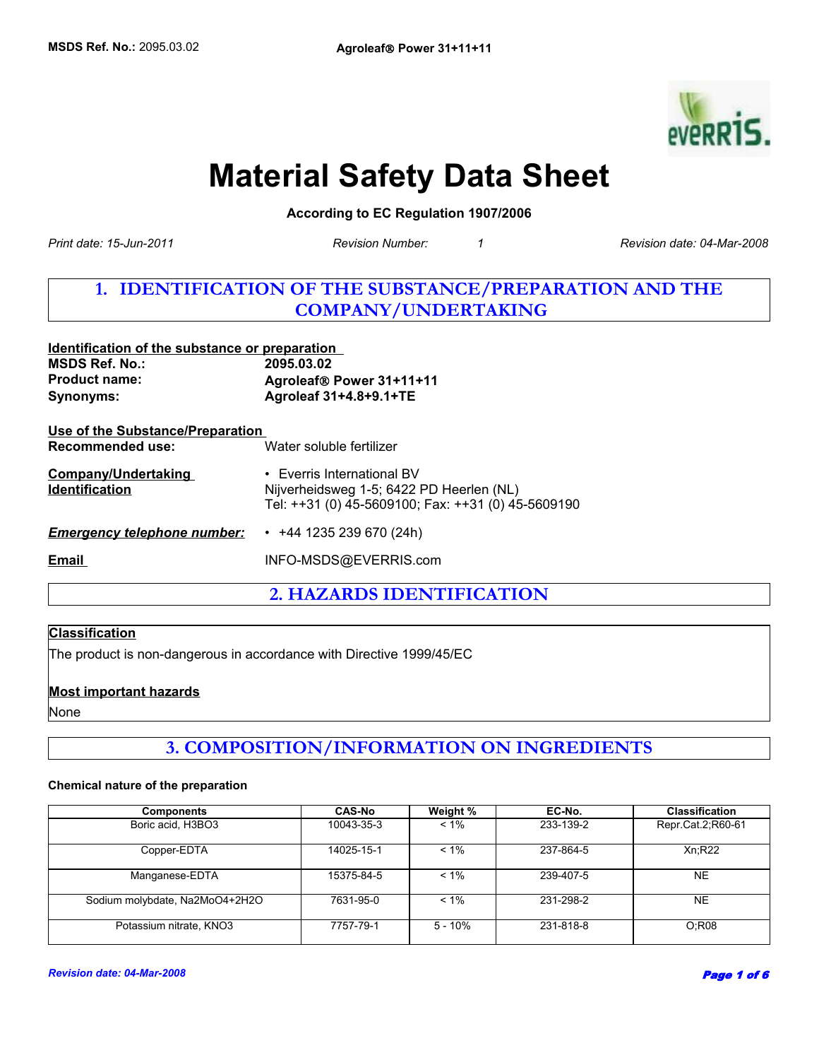# Material Safety Data Sheet

**According to EC Regulation 1907/2006**

*Print date: 15-Jun-2011* | *Revision Number:* 1 | *Revision date: 04-Mar-2008*

## 1. IDENTIFICATION OF THE SUBSTANCE/PREPARATION AND THE COMPANY/UNDERTAKING

**Identification of the substance or preparation**

**MSDS Ref. No.:** **2095.03.02**
**Product name:** **Agroleaf® Power 31+11+11**
**Synonyms:** **Agroleaf 31+4.8+9.1+TE**

**Use of the Substance/Preparation**

**Recommended use:** Water soluble fertilizer

**Company/Undertaking Identification**

- Everris International BV
Nijverheidsweg 1-5; 6422 PD Heerlen (NL)
Tel: ++31 (0) 45-5609100; Fax: ++31 (0) 45-5609190

***Emergency telephone number:***

- +44 1235 239 670 (24h)

**Email** INFO-MSDS@EVERRIS.com

## 2. HAZARDS IDENTIFICATION

**Classification**

The product is non-dangerous in accordance with Directive 1999/45/EC

**Most important hazards**

None

## 3. COMPOSITION/INFORMATION ON INGREDIENTS

**Chemical nature of the preparation**

| Components | CAS-No | Weight % | EC-No. | Classification |
|---|---|---|---|---|
| Boric acid, $H_3BO_3$ | 10043-35-3 | < 1% | 233-139-2 | Repr.Cat.2;R60-61 |
| Copper-EDTA | 14025-15-1 | < 1% | 237-864-5 | Xn;R22 |
| Manganese-EDTA | 15375-84-5 | < 1% | 239-407-5 | NE |
| Sodium molybdate, $Na_2MoO_4{+}2H_2O$ | 7631-95-0 | < 1% | 231-298-2 | NE |
| Potassium nitrate, $KNO_3$ | 7757-79-1 | 5 - 10% | 231-818-8 | O;R08 |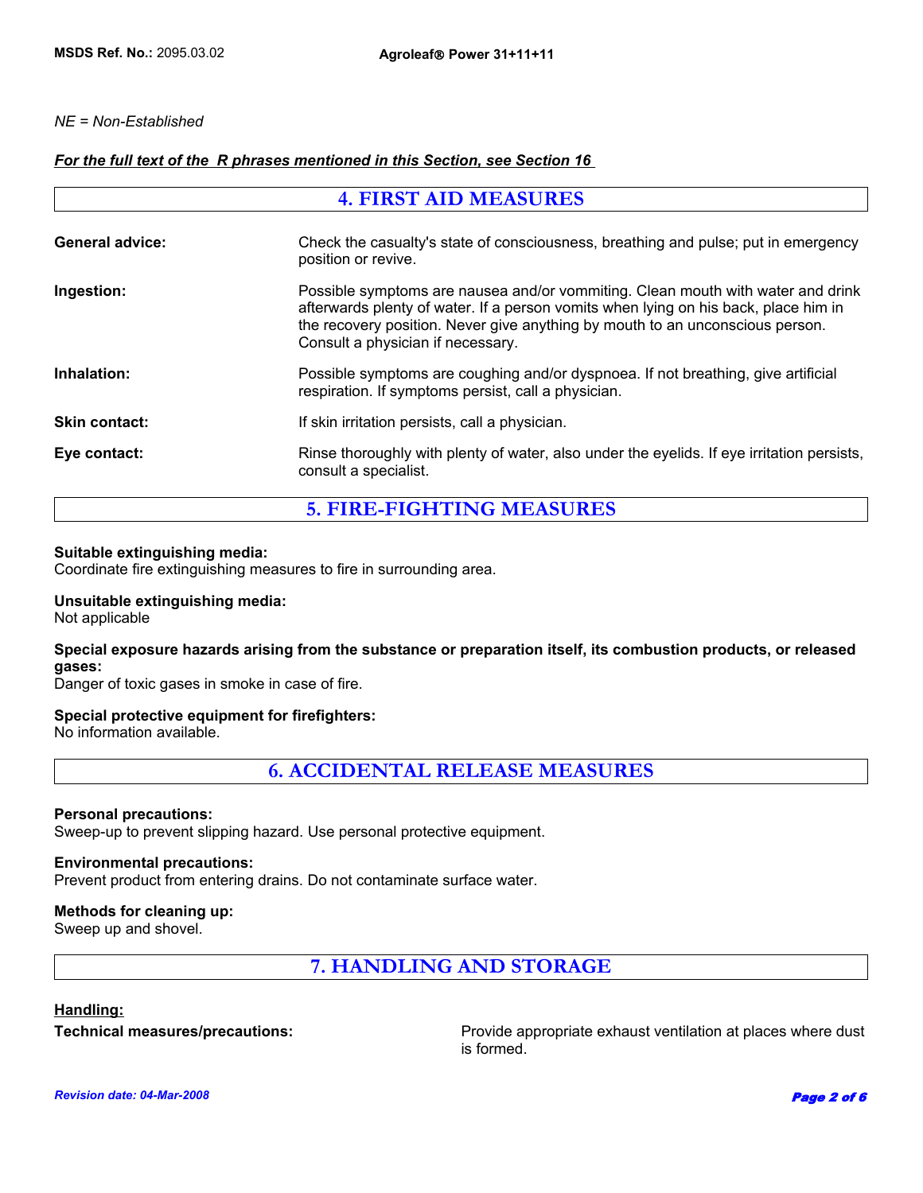*NE = Non-Established*

***For the full text of the R phrases mentioned in this Section, see Section 16***

## 4. FIRST AID MEASURES

**General advice:** Check the casualty's state of consciousness, breathing and pulse; put in emergency position or revive.

**Ingestion:** Possible symptoms are nausea and/or vommiting. Clean mouth with water and drink afterwards plenty of water. If a person vomits when lying on his back, place him in the recovery position. Never give anything by mouth to an unconscious person. Consult a physician if necessary.

**Inhalation:** Possible symptoms are coughing and/or dyspnoea. If not breathing, give artificial respiration. If symptoms persist, call a physician.

**Skin contact:** If skin irritation persists, call a physician.

**Eye contact:** Rinse thoroughly with plenty of water, also under the eyelids. If eye irritation persists, consult a specialist.

## 5. FIRE-FIGHTING MEASURES

**Suitable extinguishing media:**
Coordinate fire extinguishing measures to fire in surrounding area.

**Unsuitable extinguishing media:**
Not applicable

**Special exposure hazards arising from the substance or preparation itself, its combustion products, or released gases:**
Danger of toxic gases in smoke in case of fire.

**Special protective equipment for firefighters:**
No information available.

## 6. ACCIDENTAL RELEASE MEASURES

**Personal precautions:**
Sweep-up to prevent slipping hazard. Use personal protective equipment.

**Environmental precautions:**
Prevent product from entering drains. Do not contaminate surface water.

**Methods for cleaning up:**
Sweep up and shovel.

## 7. HANDLING AND STORAGE

**Handling:**

**Technical measures/precautions:** Provide appropriate exhaust ventilation at places where dust is formed.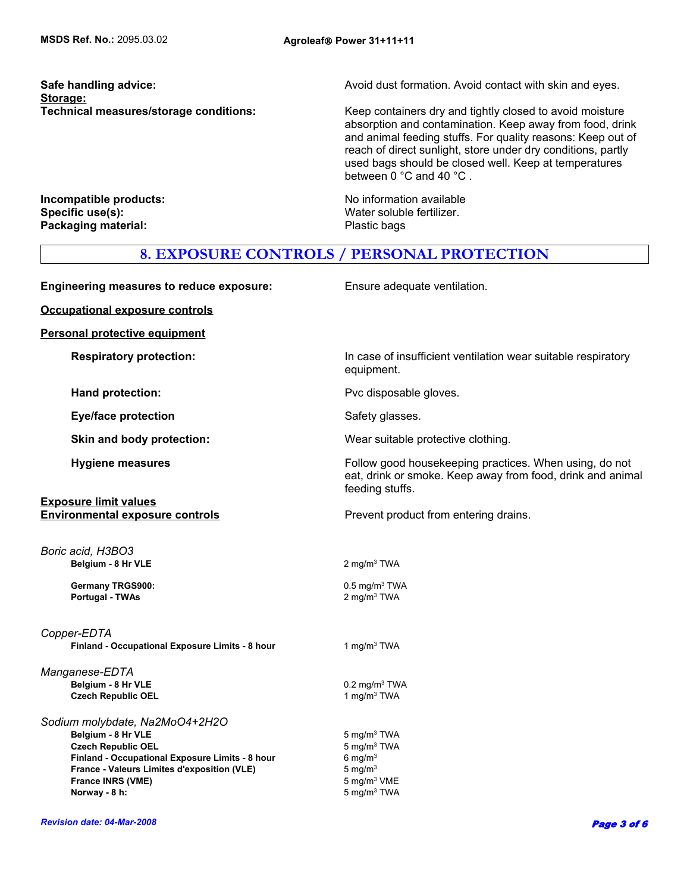**Safe handling advice:** Avoid dust formation. Avoid contact with skin and eyes.

**Storage:**

**Technical measures/storage conditions:** Keep containers dry and tightly closed to avoid moisture absorption and contamination. Keep away from food, drink and animal feeding stuffs. For quality reasons: Keep out of reach of direct sunlight, store under dry conditions, partly used bags should be closed well. Keep at temperatures between 0 °C and 40 °C .

**Incompatible products:** No information available

**Specific use(s):** Water soluble fertilizer.

**Packaging material:** Plastic bags

## 8. EXPOSURE CONTROLS / PERSONAL PROTECTION

**Engineering measures to reduce exposure:** Ensure adequate ventilation.

**Occupational exposure controls**

**Personal protective equipment**

**Respiratory protection:** In case of insufficient ventilation wear suitable respiratory equipment.

**Hand protection:** Pvc disposable gloves.

**Eye/face protection** Safety glasses.

**Skin and body protection:** Wear suitable protective clothing.

**Hygiene measures** Follow good housekeeping practices. When using, do not eat, drink or smoke. Keep away from food, drink and animal feeding stuffs.

**Exposure limit values**

**Environmental exposure controls** Prevent product from entering drains.

*Boric acid, $H_3BO_3$*

| | |
|---|---|
| **Belgium - 8 Hr VLE** | 2 mg/m$^3$ TWA |
| **Germany TRGS900:** | 0.5 mg/m$^3$ TWA |
| **Portugal - TWAs** | 2 mg/m$^3$ TWA |

*Copper-EDTA*

| | |
|---|---|
| **Finland - Occupational Exposure Limits - 8 hour** | 1 mg/m$^3$ TWA |

*Manganese-EDTA*

| | |
|---|---|
| **Belgium - 8 Hr VLE** | 0.2 mg/m$^3$ TWA |
| **Czech Republic OEL** | 1 mg/m$^3$ TWA |

*Sodium molybdate, $Na_2MoO_4{+}2H_2O$*

| | |
|---|---|
| **Belgium - 8 Hr VLE** | 5 mg/m$^3$ TWA |
| **Czech Republic OEL** | 5 mg/m$^3$ TWA |
| **Finland - Occupational Exposure Limits - 8 hour** | 6 mg/m$^3$ |
| **France - Valeurs Limites d'exposition (VLE)** | 5 mg/m$^3$ |
| **France INRS (VME)** | 5 mg/m$^3$ VME |
| **Norway - 8 h:** | 5 mg/m$^3$ TWA |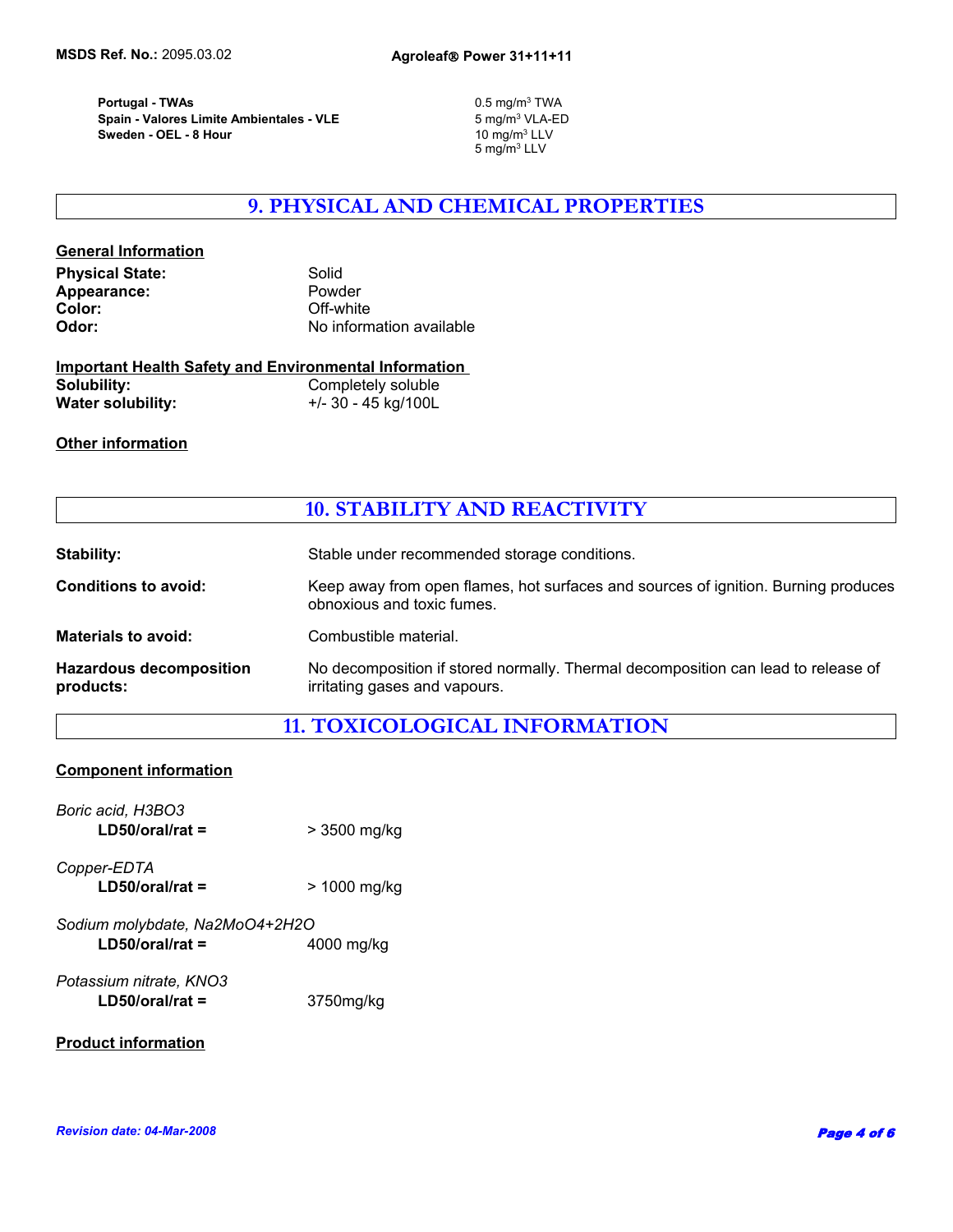| | |
|---|---|
| **Portugal - TWAs** | 0.5 mg/m$^3$ TWA |
| **Spain - Valores Limite Ambientales - VLE** | 5 mg/m$^3$ VLA-ED |
| **Sweden - OEL - 8 Hour** | 10 mg/m$^3$ LLV<br>5 mg/m$^3$ LLV |

## 9. PHYSICAL AND CHEMICAL PROPERTIES

**General Information**

| | |
|---|---|
| **Physical State:** | Solid |
| **Appearance:** | Powder |
| **Color:** | Off-white |
| **Odor:** | No information available |

**Important Health Safety and Environmental Information**

| | |
|---|---|
| **Solubility:** | Completely soluble |
| **Water solubility:** | +/- 30 - 45 kg/100L |

**Other information**

## 10. STABILITY AND REACTIVITY

| | |
|---|---|
| **Stability:** | Stable under recommended storage conditions. |
| **Conditions to avoid:** | Keep away from open flames, hot surfaces and sources of ignition. Burning produces obnoxious and toxic fumes. |
| **Materials to avoid:** | Combustible material. |
| **Hazardous decomposition products:** | No decomposition if stored normally. Thermal decomposition can lead to release of irritating gases and vapours. |

## 11. TOXICOLOGICAL INFORMATION

**Component information**

*Boric acid, $H_3BO_3$*

**LD50/oral/rat =** > 3500 mg/kg

*Copper-EDTA*

**LD50/oral/rat =** > 1000 mg/kg

*Sodium molybdate, $Na_2MoO_4+2H_2O$*

**LD50/oral/rat =** 4000 mg/kg

*Potassium nitrate, $KNO_3$*

**LD50/oral/rat =** 3750mg/kg

**Product information**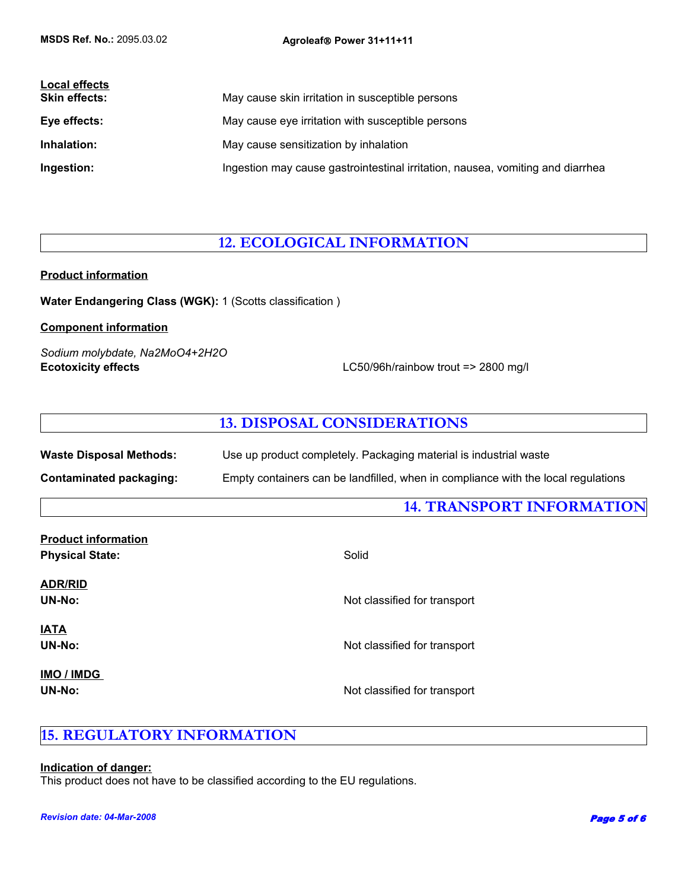**Local effects**

**Skin effects:** May cause skin irritation in susceptible persons

**Eye effects:** May cause eye irritation with susceptible persons

**Inhalation:** May cause sensitization by inhalation

**Ingestion:** Ingestion may cause gastrointestinal irritation, nausea, vomiting and diarrhea

## 12. ECOLOGICAL INFORMATION

**Product information**

**Water Endangering Class (WGK):** 1 (Scotts classification )

**Component information**

*Sodium molybdate, $Na_2MoO_4+2H_2O$*

**Ecotoxicity effects** LC50/96h/rainbow trout => 2800 mg/l

## 13. DISPOSAL CONSIDERATIONS

**Waste Disposal Methods:** Use up product completely. Packaging material is industrial waste

**Contaminated packaging:** Empty containers can be landfilled, when in compliance with the local regulations

## 14. TRANSPORT INFORMATION

**Product information**

**Physical State:** Solid

**ADR/RID**

**UN-No:** Not classified for transport

**IATA**

**UN-No:** Not classified for transport

**IMO / IMDG**

**UN-No:** Not classified for transport

## 15. REGULATORY INFORMATION

**Indication of danger:**

This product does not have to be classified according to the EU regulations.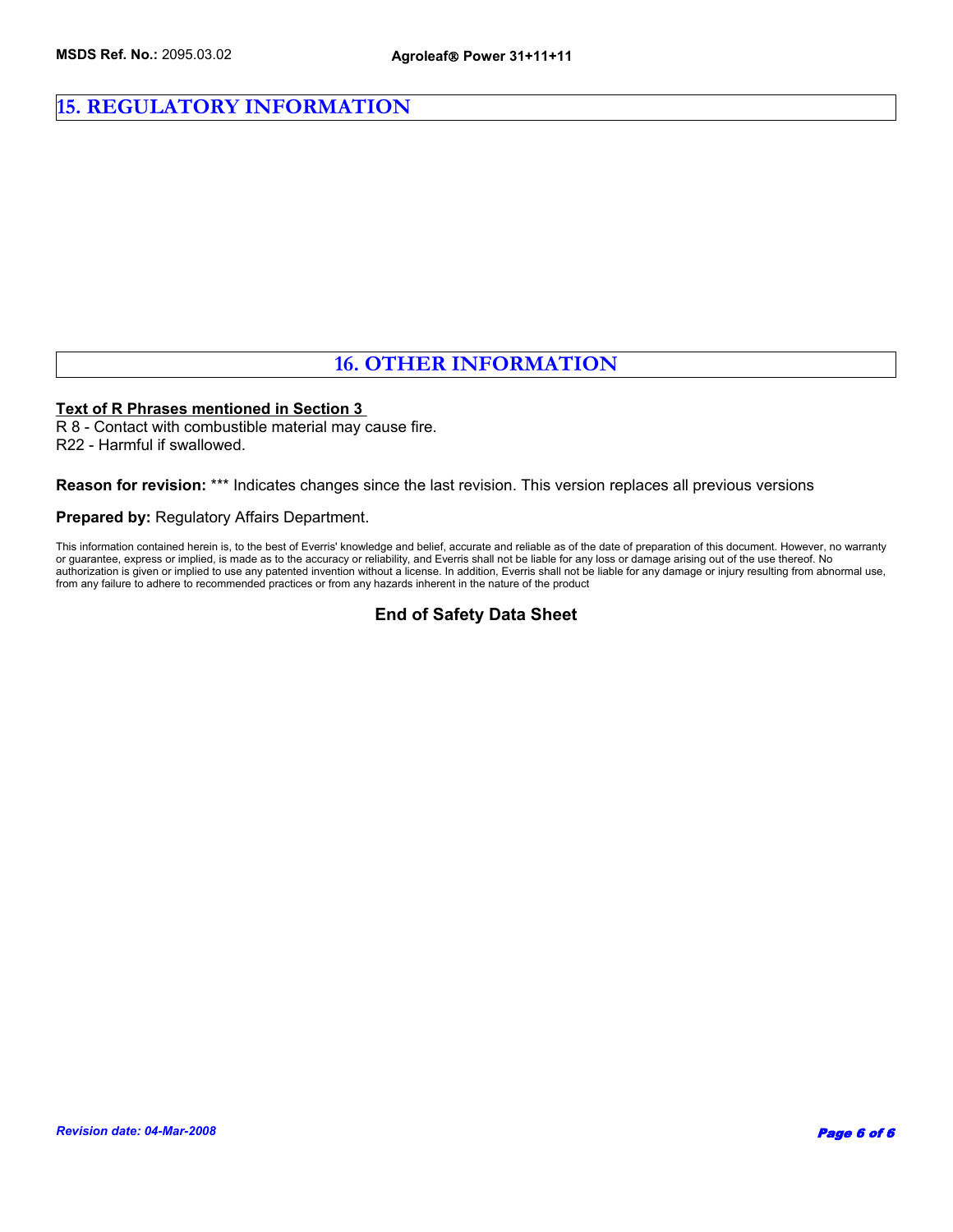## 15. REGULATORY INFORMATION

## 16. OTHER INFORMATION

**Text of R Phrases mentioned in Section 3**

R 8 - Contact with combustible material may cause fire.
R22 - Harmful if swallowed.

**Reason for revision:** *** Indicates changes since the last revision. This version replaces all previous versions

**Prepared by:** Regulatory Affairs Department.

This information contained herein is, to the best of Everris' knowledge and belief, accurate and reliable as of the date of preparation of this document. However, no warranty or guarantee, express or implied, is made as to the accuracy or reliability, and Everris shall not be liable for any loss or damage arising out of the use thereof. No authorization is given or implied to use any patented invention without a license. In addition, Everris shall not be liable for any damage or injury resulting from abnormal use, from any failure to adhere to recommended practices or from any hazards inherent in the nature of the product

**End of Safety Data Sheet**